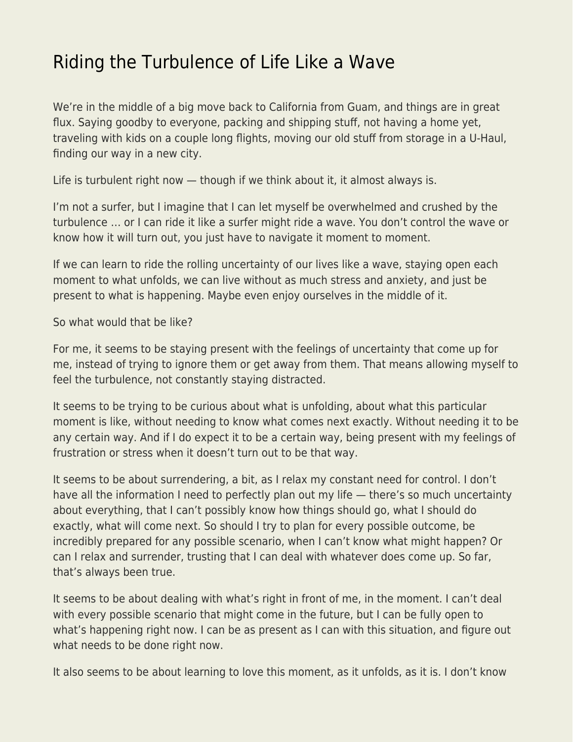# Riding the Turbulence of Life Like a Wave

We're in the middle of a big move back to California from Guam, and things are in great flux. Saying goodby to everyone, packing and shipping stuff, not having a home yet, traveling with kids on a couple long flights, moving our old stuff from storage in a U-Haul, finding our way in a new city.

Life is turbulent right now — though if we think about it, it almost always is.

I'm not a surfer, but I imagine that I can let myself be overwhelmed and crushed by the turbulence … or I can ride it like a surfer might ride a wave. You don't control the wave or know how it will turn out, you just have to navigate it moment to moment.

If we can learn to ride the rolling uncertainty of our lives like a wave, staying open each moment to what unfolds, we can live without as much stress and anxiety, and just be present to what is happening. Maybe even enjoy ourselves in the middle of it.

So what would that be like?

For me, it seems to be staying present with the feelings of uncertainty that come up for me, instead of trying to ignore them or get away from them. That means allowing myself to feel the turbulence, not constantly staying distracted.

It seems to be trying to be curious about what is unfolding, about what this particular moment is like, without needing to know what comes next exactly. Without needing it to be any certain way. And if I do expect it to be a certain way, being present with my feelings of frustration or stress when it doesn't turn out to be that way.

It seems to be about surrendering, a bit, as I relax my constant need for control. I don't have all the information I need to perfectly plan out my life — there's so much uncertainty about everything, that I can't possibly know how things should go, what I should do exactly, what will come next. So should I try to plan for every possible outcome, be incredibly prepared for any possible scenario, when I can't know what might happen? Or can I relax and surrender, trusting that I can deal with whatever does come up. So far, that's always been true.

It seems to be about dealing with what's right in front of me, in the moment. I can't deal with every possible scenario that might come in the future, but I can be fully open to what's happening right now. I can be as present as I can with this situation, and figure out what needs to be done right now.

It also seems to be about learning to love this moment, as it unfolds, as it is. I don't know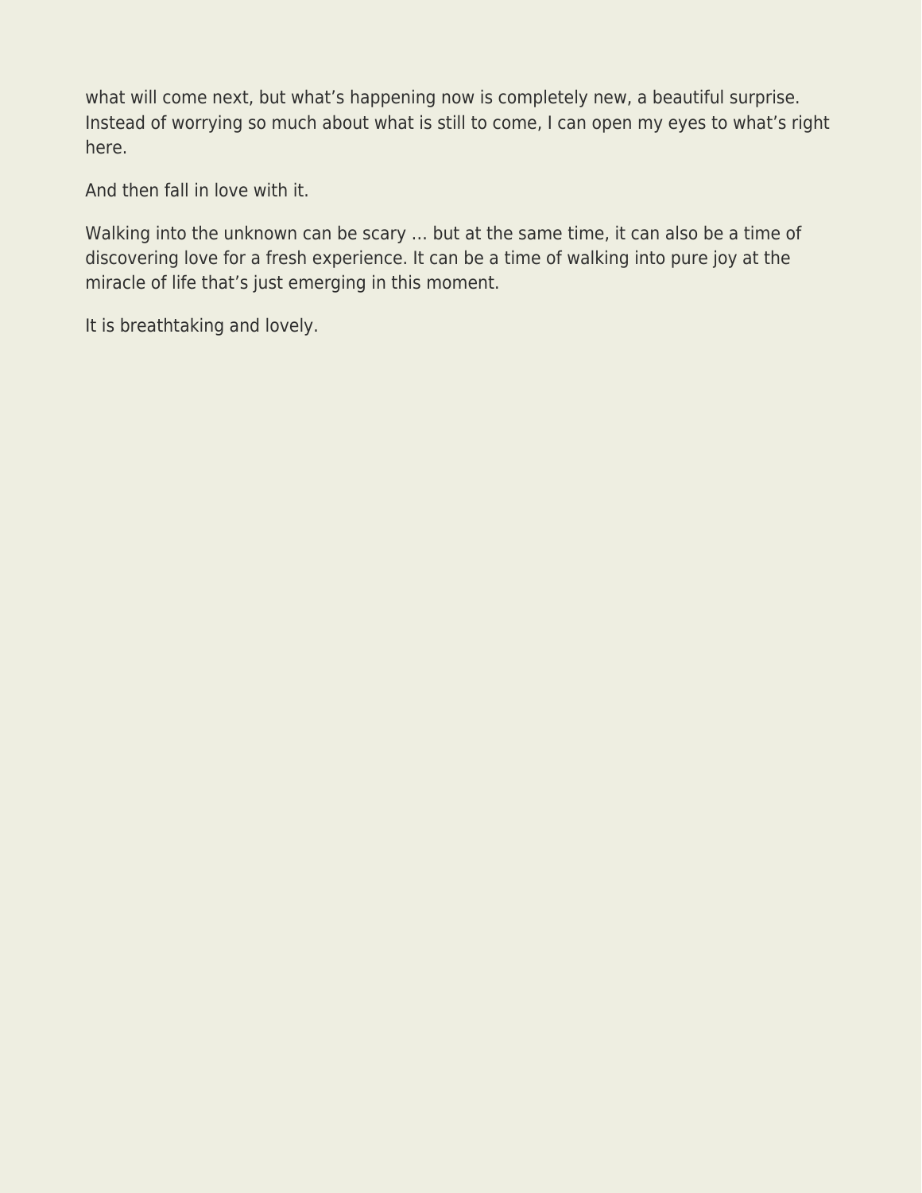what will come next, but what's happening now is completely new, a beautiful surprise. Instead of worrying so much about what is still to come, I can open my eyes to what's right here.

And then fall in love with it.

Walking into the unknown can be scary … but at the same time, it can also be a time of discovering love for a fresh experience. It can be a time of walking into pure joy at the miracle of life that's just emerging in this moment.

It is breathtaking and lovely.